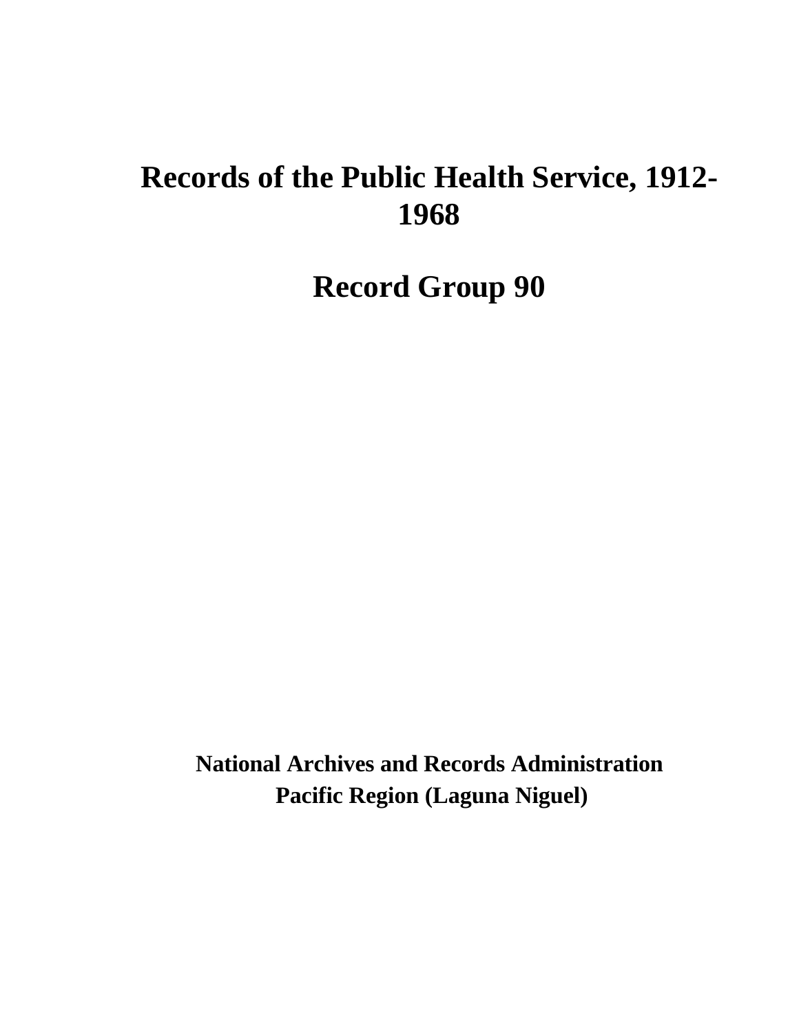# Records of the Public Health Service, 1912-1968

# Record Group 90

**National Archives and Records Administration**
**Pacific Region (Laguna Niguel)**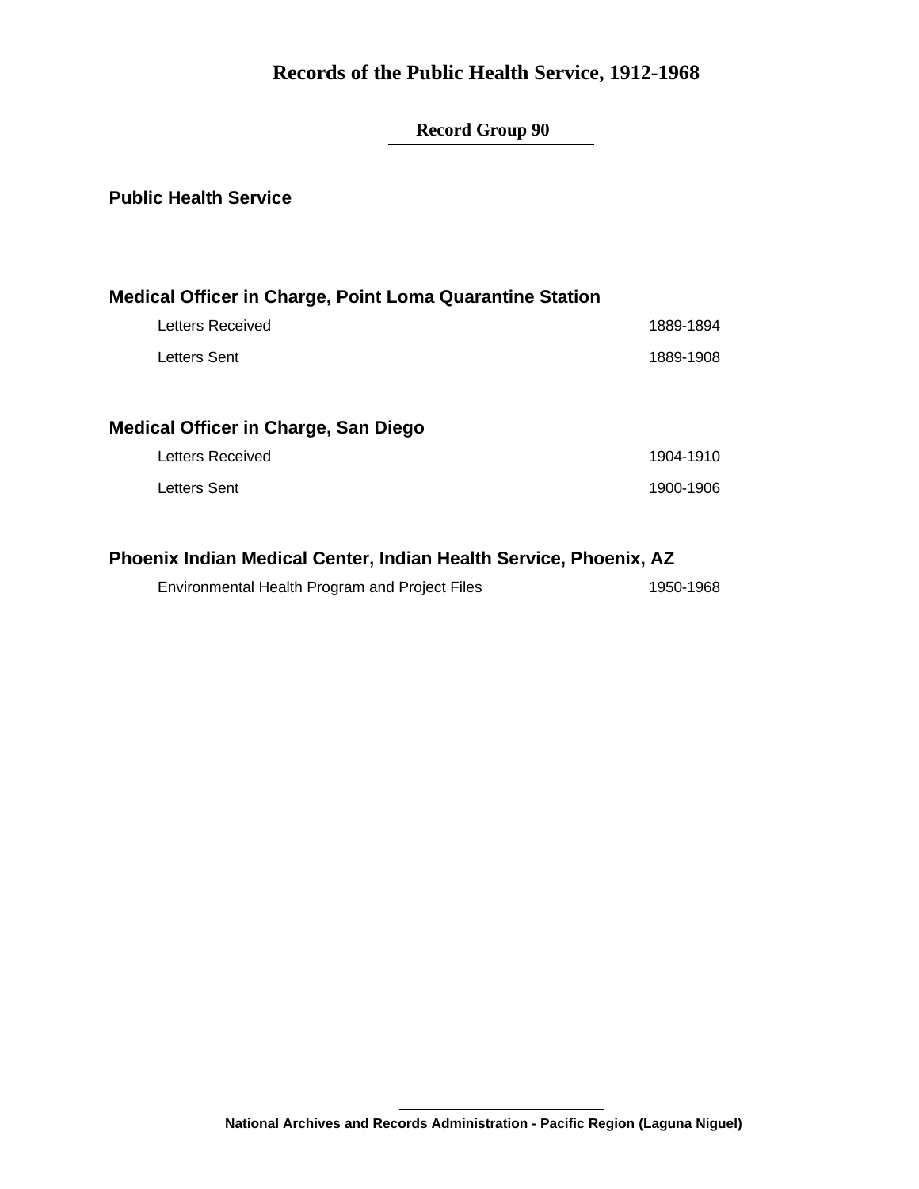# Records of the Public Health Service, 1912-1968

## Record Group 90

### Public Health Service

### Medical Officer in Charge, Point Loma Quarantine Station

| | |
|---|---|
| Letters Received | 1889-1894 |
| Letters Sent | 1889-1908 |

### Medical Officer in Charge, San Diego

| | |
|---|---|
| Letters Received | 1904-1910 |
| Letters Sent | 1900-1906 |

### Phoenix Indian Medical Center, Indian Health Service, Phoenix, AZ

| | |
|---|---|
| Environmental Health Program and Project Files | 1950-1968 |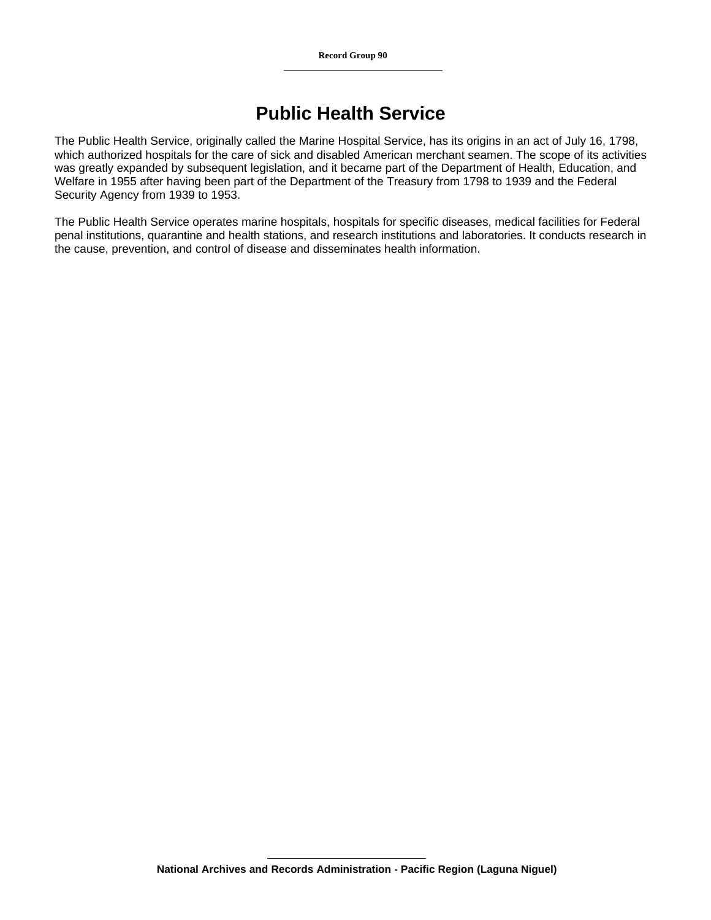# Public Health Service

The Public Health Service, originally called the Marine Hospital Service, has its origins in an act of July 16, 1798, which authorized hospitals for the care of sick and disabled American merchant seamen. The scope of its activities was greatly expanded by subsequent legislation, and it became part of the Department of Health, Education, and Welfare in 1955 after having been part of the Department of the Treasury from 1798 to 1939 and the Federal Security Agency from 1939 to 1953.

The Public Health Service operates marine hospitals, hospitals for specific diseases, medical facilities for Federal penal institutions, quarantine and health stations, and research institutions and laboratories. It conducts research in the cause, prevention, and control of disease and disseminates health information.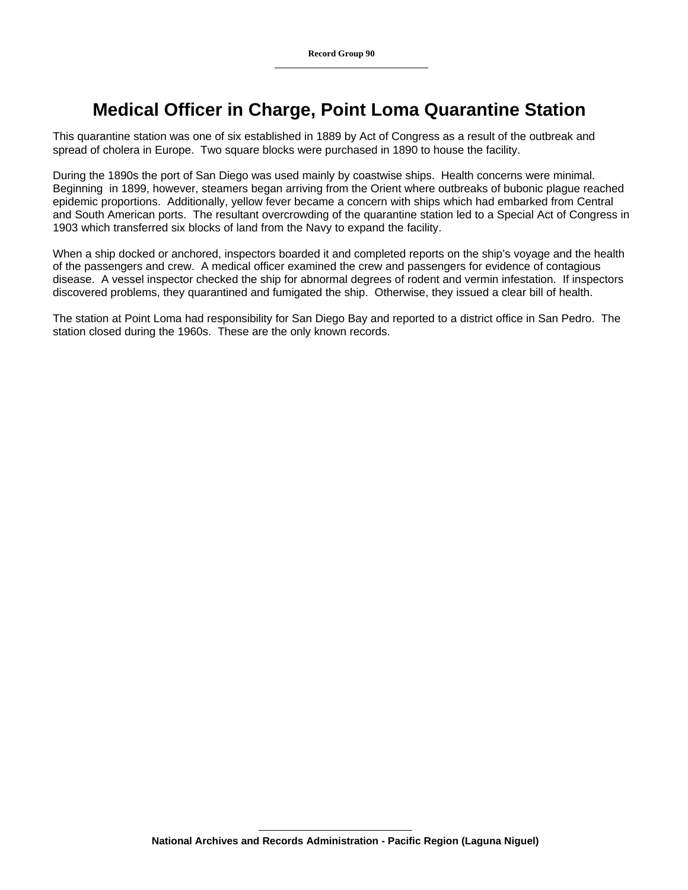# Medical Officer in Charge, Point Loma Quarantine Station

This quarantine station was one of six established in 1889 by Act of Congress as a result of the outbreak and spread of cholera in Europe. Two square blocks were purchased in 1890 to house the facility.

During the 1890s the port of San Diego was used mainly by coastwise ships. Health concerns were minimal. Beginning in 1899, however, steamers began arriving from the Orient where outbreaks of bubonic plague reached epidemic proportions. Additionally, yellow fever became a concern with ships which had embarked from Central and South American ports. The resultant overcrowding of the quarantine station led to a Special Act of Congress in 1903 which transferred six blocks of land from the Navy to expand the facility.

When a ship docked or anchored, inspectors boarded it and completed reports on the ship's voyage and the health of the passengers and crew. A medical officer examined the crew and passengers for evidence of contagious disease. A vessel inspector checked the ship for abnormal degrees of rodent and vermin infestation. If inspectors discovered problems, they quarantined and fumigated the ship. Otherwise, they issued a clear bill of health.

The station at Point Loma had responsibility for San Diego Bay and reported to a district office in San Pedro. The station closed during the 1960s. These are the only known records.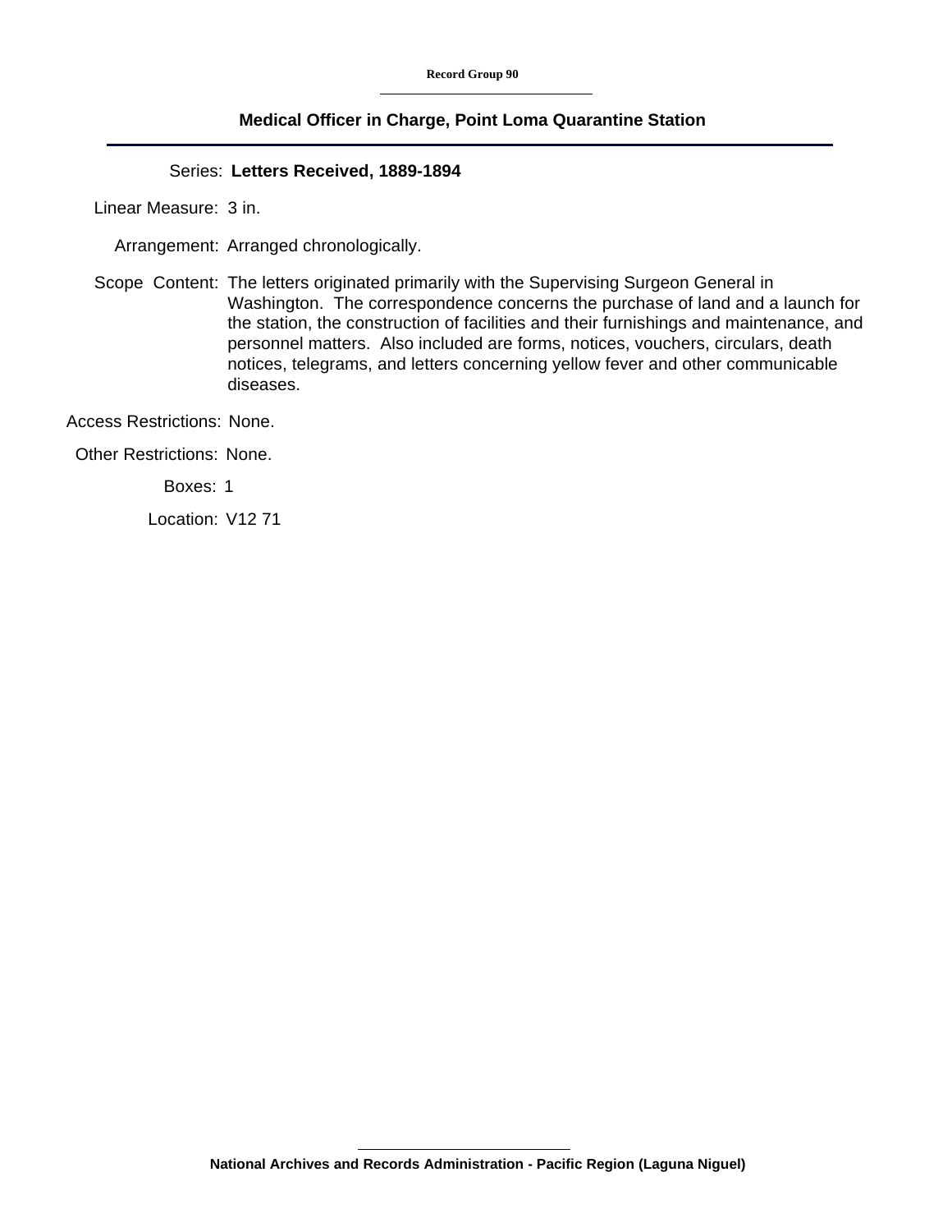Record Group 90

## Medical Officer in Charge, Point Loma Quarantine Station

**Series:** **Letters Received, 1889-1894**

**Linear Measure:** 3 in.

**Arrangement:** Arranged chronologically.

**Scope Content:** The letters originated primarily with the Supervising Surgeon General in Washington. The correspondence concerns the purchase of land and a launch for the station, the construction of facilities and their furnishings and maintenance, and personnel matters. Also included are forms, notices, vouchers, circulars, death notices, telegrams, and letters concerning yellow fever and other communicable diseases.

**Access Restrictions:** None.

**Other Restrictions:** None.

**Boxes:** 1

**Location:** V12 71

**National Archives and Records Administration - Pacific Region (Laguna Niguel)**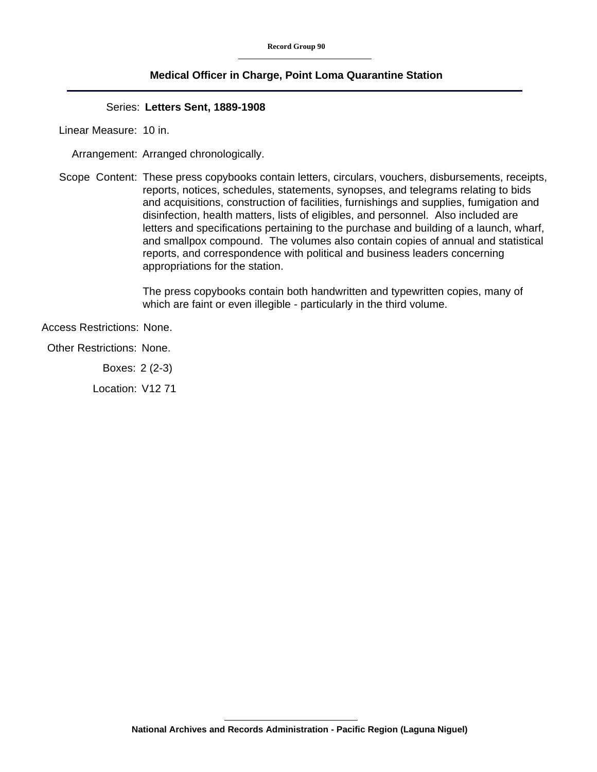**Record Group 90**

## Medical Officer in Charge, Point Loma Quarantine Station

Series: **Letters Sent, 1889-1908**

Linear Measure: 10 in.

Arrangement: Arranged chronologically.

Scope Content: These press copybooks contain letters, circulars, vouchers, disbursements, receipts, reports, notices, schedules, statements, synopses, and telegrams relating to bids and acquisitions, construction of facilities, furnishings and supplies, fumigation and disinfection, health matters, lists of eligibles, and personnel. Also included are letters and specifications pertaining to the purchase and building of a launch, wharf, and smallpox compound. The volumes also contain copies of annual and statistical reports, and correspondence with political and business leaders concerning appropriations for the station.

The press copybooks contain both handwritten and typewritten copies, many of which are faint or even illegible - particularly in the third volume.

Access Restrictions: None.

Other Restrictions: None.

Boxes: 2 (2-3)

Location: V12 71

**National Archives and Records Administration - Pacific Region (Laguna Niguel)**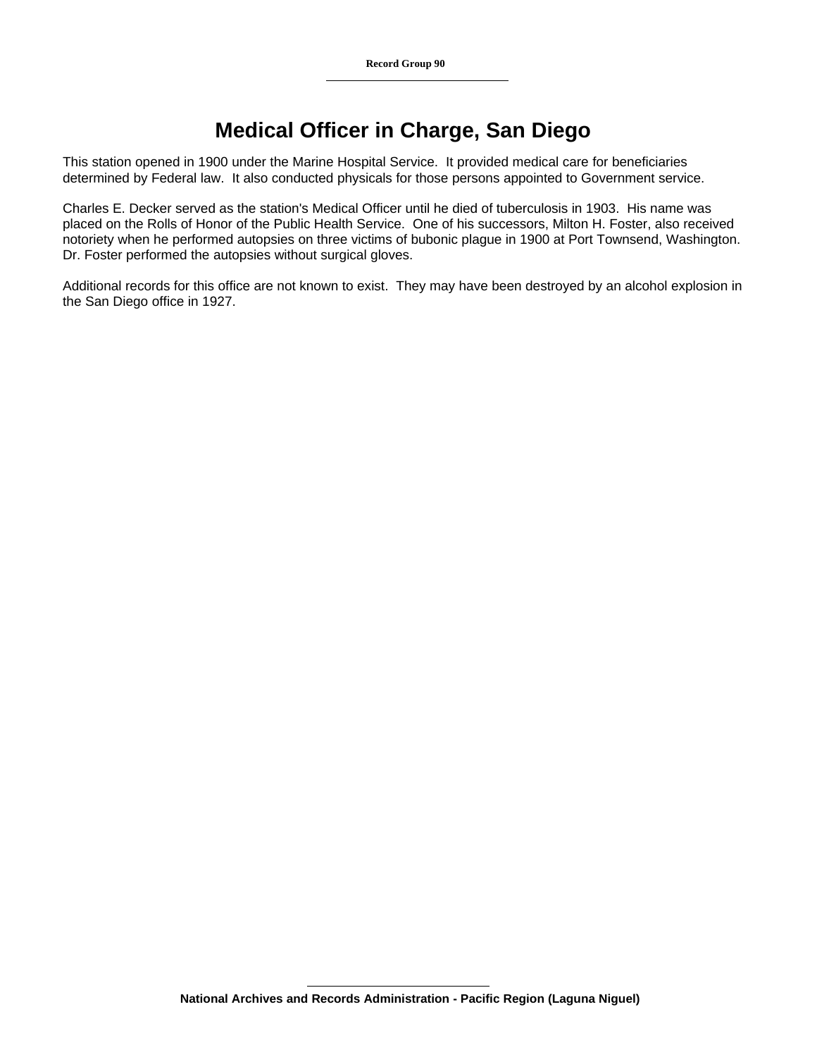# Medical Officer in Charge, San Diego

This station opened in 1900 under the Marine Hospital Service. It provided medical care for beneficiaries determined by Federal law. It also conducted physicals for those persons appointed to Government service.

Charles E. Decker served as the station's Medical Officer until he died of tuberculosis in 1903. His name was placed on the Rolls of Honor of the Public Health Service. One of his successors, Milton H. Foster, also received notoriety when he performed autopsies on three victims of bubonic plague in 1900 at Port Townsend, Washington. Dr. Foster performed the autopsies without surgical gloves.

Additional records for this office are not known to exist. They may have been destroyed by an alcohol explosion in the San Diego office in 1927.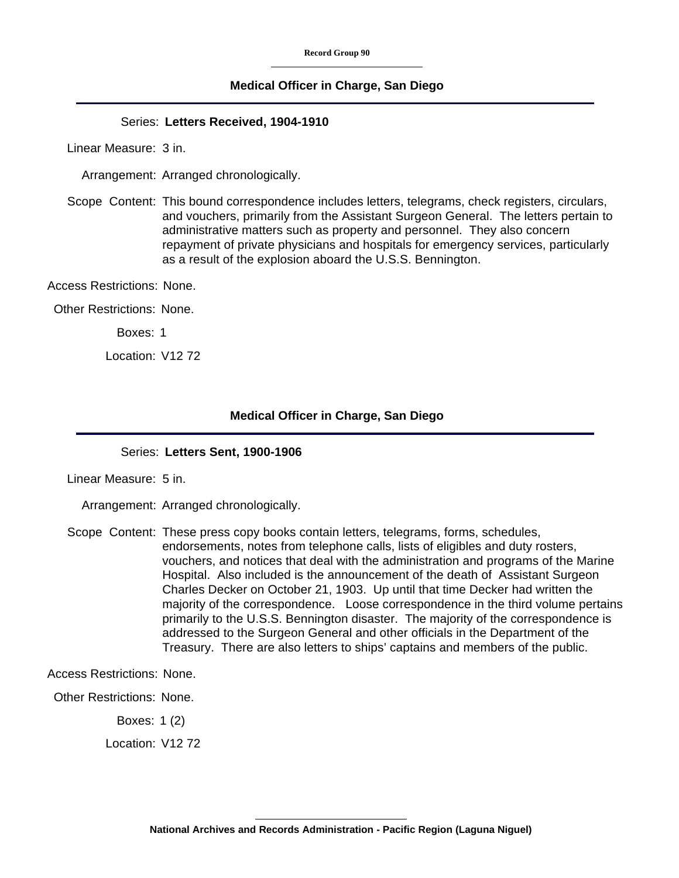## Medical Officer in Charge, San Diego

Series: **Letters Received, 1904-1910**

Linear Measure: 3 in.

Arrangement: Arranged chronologically.

Scope Content: This bound correspondence includes letters, telegrams, check registers, circulars, and vouchers, primarily from the Assistant Surgeon General. The letters pertain to administrative matters such as property and personnel. They also concern repayment of private physicians and hospitals for emergency services, particularly as a result of the explosion aboard the U.S.S. Bennington.

Access Restrictions: None.

Other Restrictions: None.

Boxes: 1

Location: V12 72

## Medical Officer in Charge, San Diego

Series: **Letters Sent, 1900-1906**

Linear Measure: 5 in.

Arrangement: Arranged chronologically.

Scope Content: These press copy books contain letters, telegrams, forms, schedules, endorsements, notes from telephone calls, lists of eligibles and duty rosters, vouchers, and notices that deal with the administration and programs of the Marine Hospital. Also included is the announcement of the death of Assistant Surgeon Charles Decker on October 21, 1903. Up until that time Decker had written the majority of the correspondence. Loose correspondence in the third volume pertains primarily to the U.S.S. Bennington disaster. The majority of the correspondence is addressed to the Surgeon General and other officials in the Department of the Treasury. There are also letters to ships' captains and members of the public.

Access Restrictions: None.

Other Restrictions: None.

Boxes: 1 (2)

Location: V12 72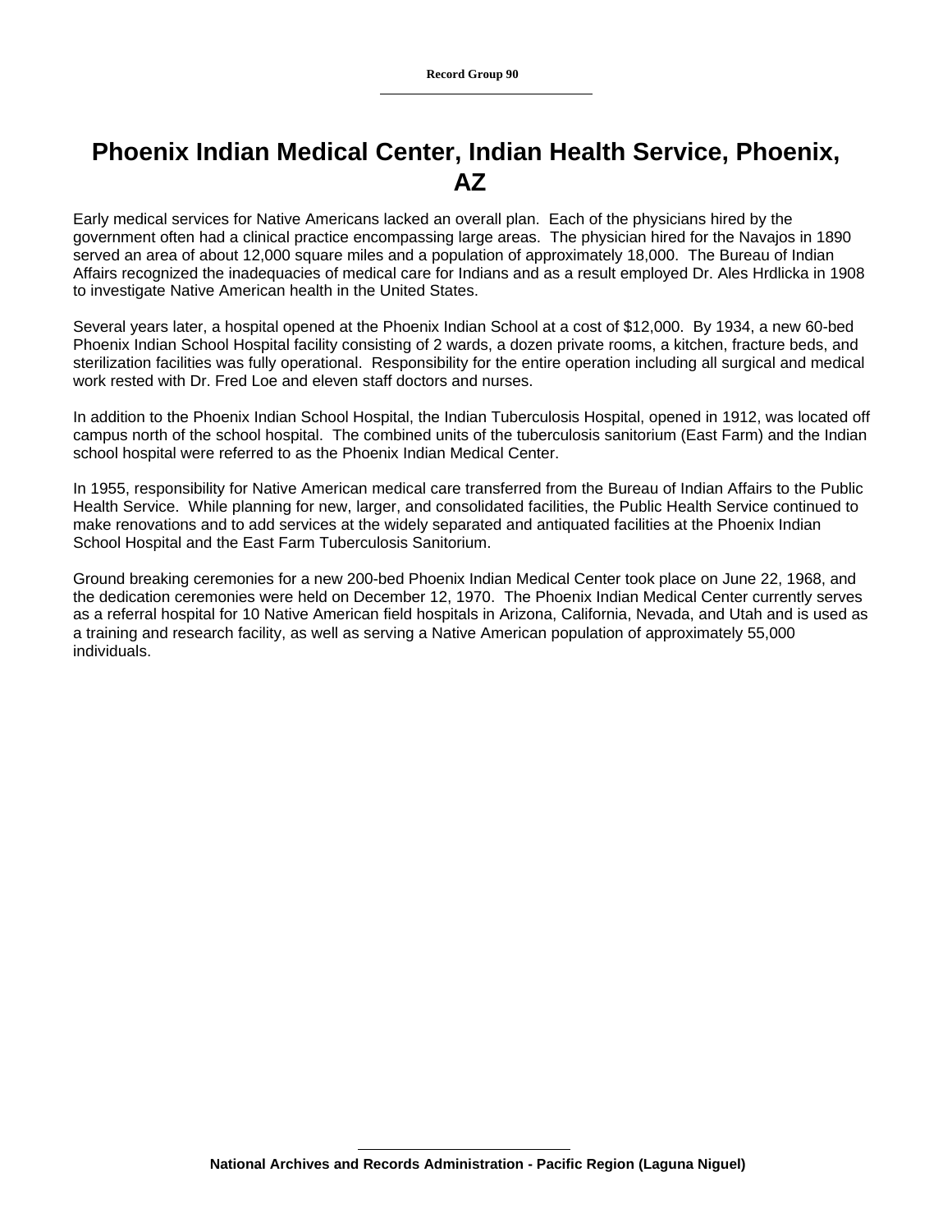# Phoenix Indian Medical Center, Indian Health Service, Phoenix, AZ

Early medical services for Native Americans lacked an overall plan. Each of the physicians hired by the government often had a clinical practice encompassing large areas. The physician hired for the Navajos in 1890 served an area of about 12,000 square miles and a population of approximately 18,000. The Bureau of Indian Affairs recognized the inadequacies of medical care for Indians and as a result employed Dr. Ales Hrdlicka in 1908 to investigate Native American health in the United States.

Several years later, a hospital opened at the Phoenix Indian School at a cost of $12,000. By 1934, a new 60-bed Phoenix Indian School Hospital facility consisting of 2 wards, a dozen private rooms, a kitchen, fracture beds, and sterilization facilities was fully operational. Responsibility for the entire operation including all surgical and medical work rested with Dr. Fred Loe and eleven staff doctors and nurses.

In addition to the Phoenix Indian School Hospital, the Indian Tuberculosis Hospital, opened in 1912, was located off campus north of the school hospital. The combined units of the tuberculosis sanitorium (East Farm) and the Indian school hospital were referred to as the Phoenix Indian Medical Center.

In 1955, responsibility for Native American medical care transferred from the Bureau of Indian Affairs to the Public Health Service. While planning for new, larger, and consolidated facilities, the Public Health Service continued to make renovations and to add services at the widely separated and antiquated facilities at the Phoenix Indian School Hospital and the East Farm Tuberculosis Sanitorium.

Ground breaking ceremonies for a new 200-bed Phoenix Indian Medical Center took place on June 22, 1968, and the dedication ceremonies were held on December 12, 1970. The Phoenix Indian Medical Center currently serves as a referral hospital for 10 Native American field hospitals in Arizona, California, Nevada, and Utah and is used as a training and research facility, as well as serving a Native American population of approximately 55,000 individuals.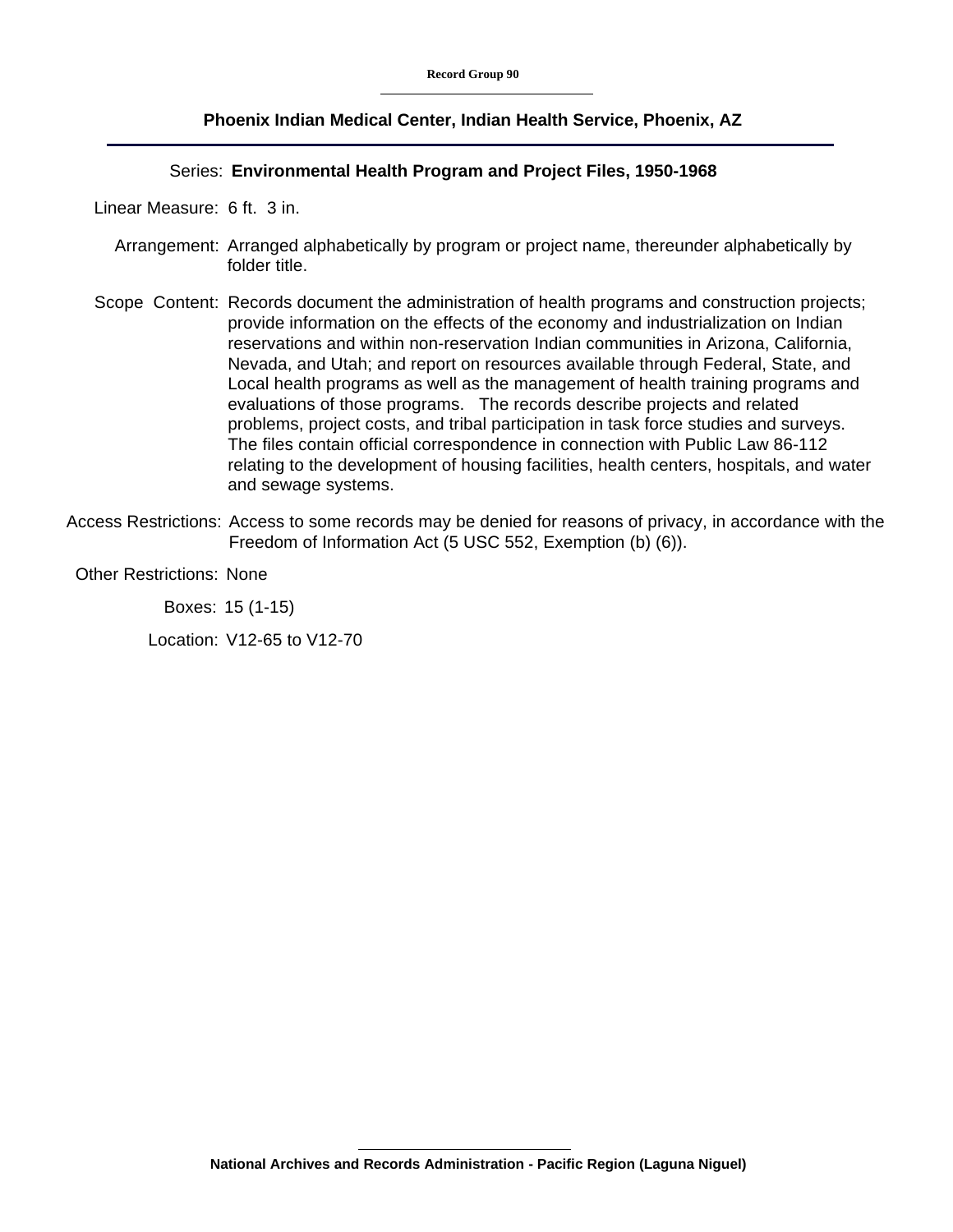**Record Group 90**

## Phoenix Indian Medical Center, Indian Health Service, Phoenix, AZ

Series: **Environmental Health Program and Project Files, 1950-1968**

Linear Measure: 6 ft. 3 in.

Arrangement: Arranged alphabetically by program or project name, thereunder alphabetically by folder title.

Scope Content: Records document the administration of health programs and construction projects; provide information on the effects of the economy and industrialization on Indian reservations and within non-reservation Indian communities in Arizona, California, Nevada, and Utah; and report on resources available through Federal, State, and Local health programs as well as the management of health training programs and evaluations of those programs. The records describe projects and related problems, project costs, and tribal participation in task force studies and surveys. The files contain official correspondence in connection with Public Law 86-112 relating to the development of housing facilities, health centers, hospitals, and water and sewage systems.

Access Restrictions: Access to some records may be denied for reasons of privacy, in accordance with the Freedom of Information Act (5 USC 552, Exemption (b) (6)).

Other Restrictions: None

Boxes: 15 (1-15)

Location: V12-65 to V12-70